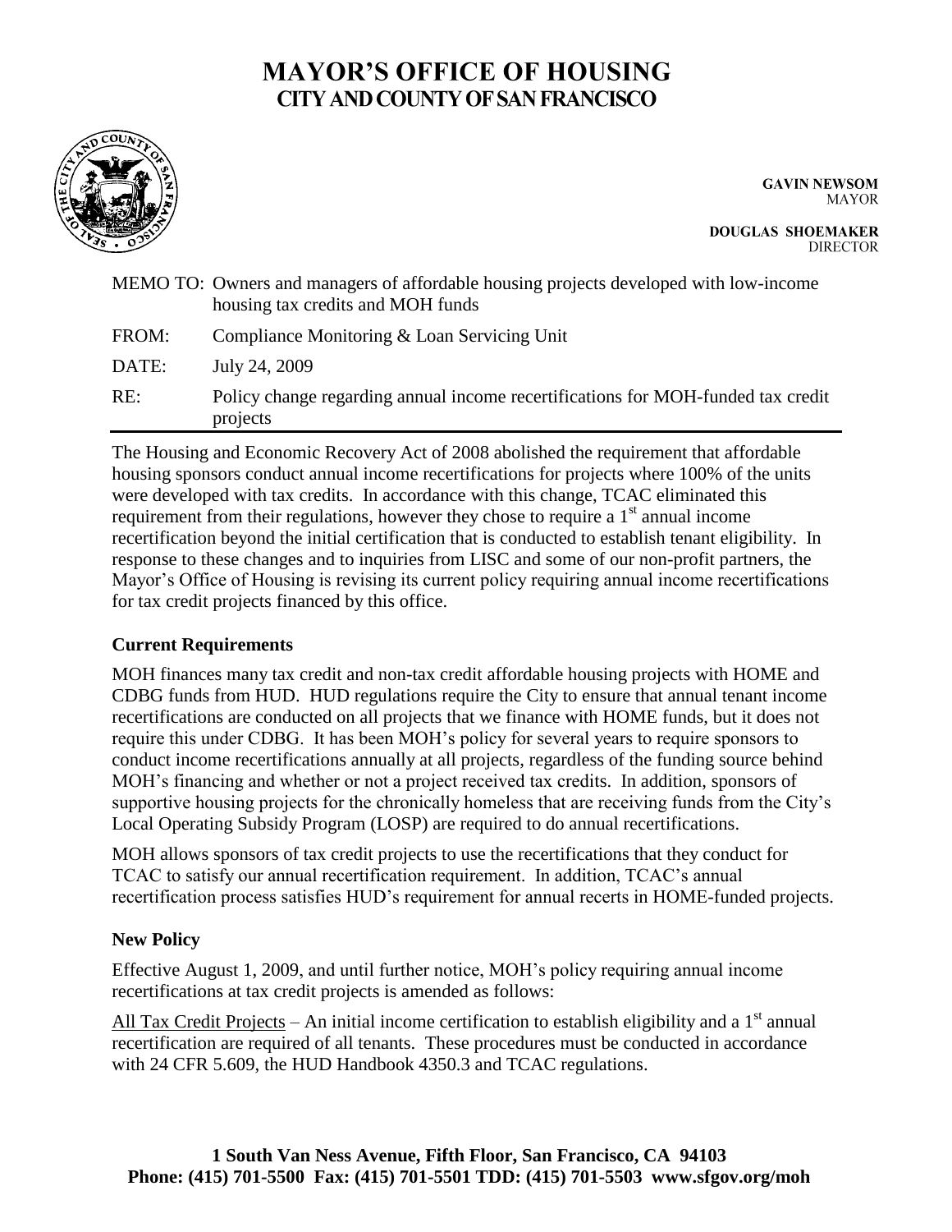# MAYOR'S OFFICE OF HOUSING
## CITY AND COUNTY OF SAN FRANCISCO

**GAVIN NEWSOM**
MAYOR

**DOUGLAS SHOEMAKER**
DIRECTOR

MEMO TO: Owners and managers of affordable housing projects developed with low-income housing tax credits and MOH funds

FROM: Compliance Monitoring & Loan Servicing Unit

DATE: July 24, 2009

RE: Policy change regarding annual income recertifications for MOH-funded tax credit projects

The Housing and Economic Recovery Act of 2008 abolished the requirement that affordable housing sponsors conduct annual income recertifications for projects where 100% of the units were developed with tax credits. In accordance with this change, TCAC eliminated this requirement from their regulations, however they chose to require a 1st annual income recertification beyond the initial certification that is conducted to establish tenant eligibility. In response to these changes and to inquiries from LISC and some of our non-profit partners, the Mayor's Office of Housing is revising its current policy requiring annual income recertifications for tax credit projects financed by this office.

### Current Requirements

MOH finances many tax credit and non-tax credit affordable housing projects with HOME and CDBG funds from HUD. HUD regulations require the City to ensure that annual tenant income recertifications are conducted on all projects that we finance with HOME funds, but it does not require this under CDBG. It has been MOH's policy for several years to require sponsors to conduct income recertifications annually at all projects, regardless of the funding source behind MOH's financing and whether or not a project received tax credits. In addition, sponsors of supportive housing projects for the chronically homeless that are receiving funds from the City's Local Operating Subsidy Program (LOSP) are required to do annual recertifications.

MOH allows sponsors of tax credit projects to use the recertifications that they conduct for TCAC to satisfy our annual recertification requirement. In addition, TCAC's annual recertification process satisfies HUD's requirement for annual recerts in HOME-funded projects.

### New Policy

Effective August 1, 2009, and until further notice, MOH's policy requiring annual income recertifications at tax credit projects is amended as follows:

<u>All Tax Credit Projects</u> – An initial income certification to establish eligibility and a 1st annual recertification are required of all tenants. These procedures must be conducted in accordance with 24 CFR 5.609, the HUD Handbook 4350.3 and TCAC regulations.

**1 South Van Ness Avenue, Fifth Floor, San Francisco, CA 94103**
**Phone: (415) 701-5500 Fax: (415) 701-5501 TDD: (415) 701-5503 www.sfgov.org/moh**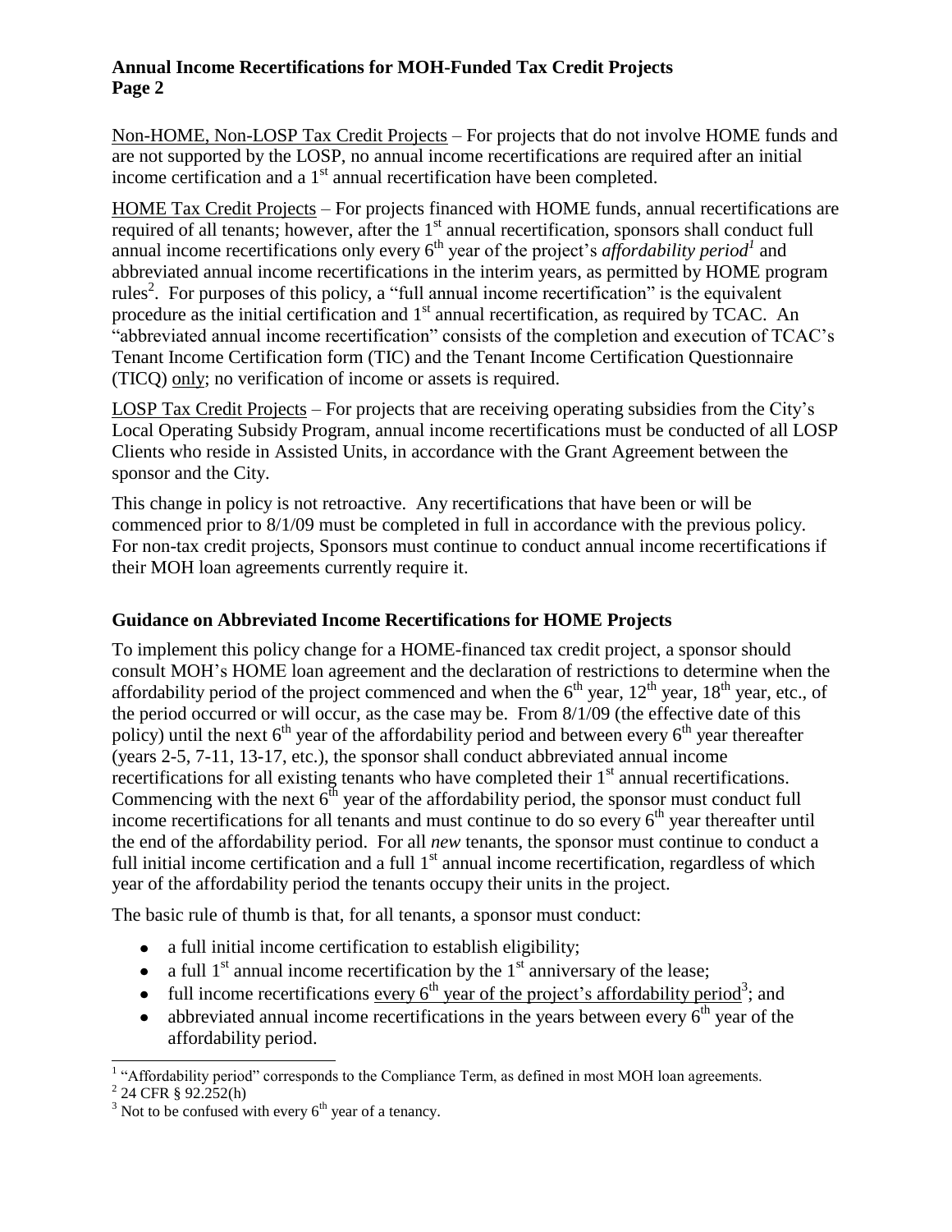Non-HOME, Non-LOSP Tax Credit Projects – For projects that do not involve HOME funds and are not supported by the LOSP, no annual income recertifications are required after an initial income certification and a 1st annual recertification have been completed.

HOME Tax Credit Projects – For projects financed with HOME funds, annual recertifications are required of all tenants; however, after the 1st annual recertification, sponsors shall conduct full annual income recertifications only every 6th year of the project's *affordability period*[1] and abbreviated annual income recertifications in the interim years, as permitted by HOME program rules[2]. For purposes of this policy, a "full annual income recertification" is the equivalent procedure as the initial certification and 1st annual recertification, as required by TCAC. An "abbreviated annual income recertification" consists of the completion and execution of TCAC's Tenant Income Certification form (TIC) and the Tenant Income Certification Questionnaire (TICQ) only; no verification of income or assets is required.

LOSP Tax Credit Projects – For projects that are receiving operating subsidies from the City's Local Operating Subsidy Program, annual income recertifications must be conducted of all LOSP Clients who reside in Assisted Units, in accordance with the Grant Agreement between the sponsor and the City.

This change in policy is not retroactive. Any recertifications that have been or will be commenced prior to 8/1/09 must be completed in full in accordance with the previous policy. For non-tax credit projects, Sponsors must continue to conduct annual income recertifications if their MOH loan agreements currently require it.

## Guidance on Abbreviated Income Recertifications for HOME Projects

To implement this policy change for a HOME-financed tax credit project, a sponsor should consult MOH's HOME loan agreement and the declaration of restrictions to determine when the affordability period of the project commenced and when the 6th year, 12th year, 18th year, etc., of the period occurred or will occur, as the case may be. From 8/1/09 (the effective date of this policy) until the next 6th year of the affordability period and between every 6th year thereafter (years 2-5, 7-11, 13-17, etc.), the sponsor shall conduct abbreviated annual income recertifications for all existing tenants who have completed their 1st annual recertifications. Commencing with the next 6th year of the affordability period, the sponsor must conduct full income recertifications for all tenants and must continue to do so every 6th year thereafter until the end of the affordability period. For all *new* tenants, the sponsor must continue to conduct a full initial income certification and a full 1st annual income recertification, regardless of which year of the affordability period the tenants occupy their units in the project.

The basic rule of thumb is that, for all tenants, a sponsor must conduct:

- a full initial income certification to establish eligibility;
- a full 1st annual income recertification by the 1st anniversary of the lease;
- full income recertifications every 6th year of the project's affordability period[3]; and
- abbreviated annual income recertifications in the years between every 6th year of the affordability period.

[1] "Affordability period" corresponds to the Compliance Term, as defined in most MOH loan agreements.
[2] 24 CFR § 92.252(h)
[3] Not to be confused with every 6th year of a tenancy.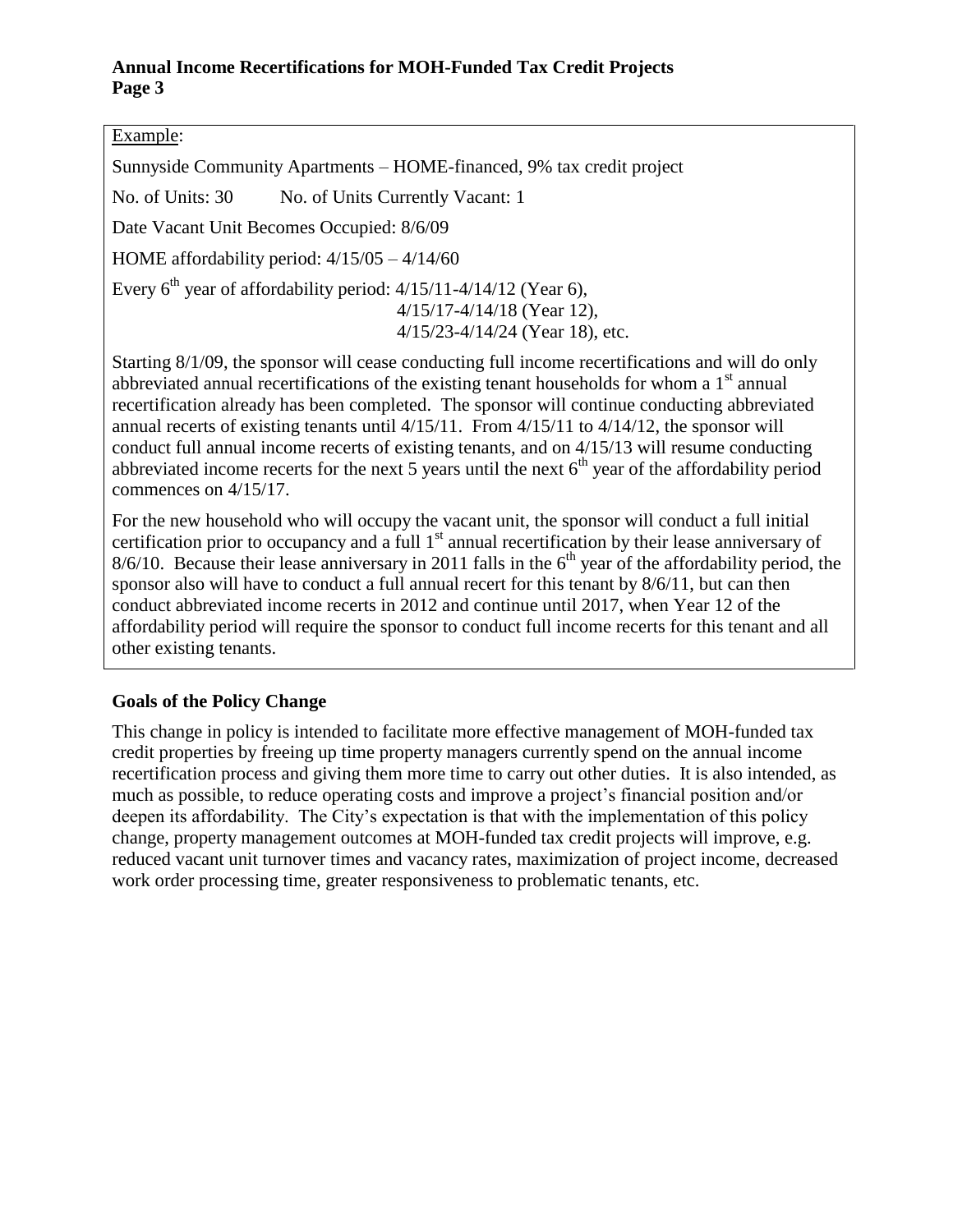Example:

Sunnyside Community Apartments – HOME-financed, 9% tax credit project

No. of Units: 30    No. of Units Currently Vacant: 1

Date Vacant Unit Becomes Occupied: 8/6/09

HOME affordability period: 4/15/05 – 4/14/60

Every 6th year of affordability period: 4/15/11-4/14/12 (Year 6),
4/15/17-4/14/18 (Year 12),
4/15/23-4/14/24 (Year 18), etc.

Starting 8/1/09, the sponsor will cease conducting full income recertifications and will do only abbreviated annual recertifications of the existing tenant households for whom a 1st annual recertification already has been completed. The sponsor will continue conducting abbreviated annual recerts of existing tenants until 4/15/11. From 4/15/11 to 4/14/12, the sponsor will conduct full annual income recerts of existing tenants, and on 4/15/13 will resume conducting abbreviated income recerts for the next 5 years until the next 6th year of the affordability period commences on 4/15/17.

For the new household who will occupy the vacant unit, the sponsor will conduct a full initial certification prior to occupancy and a full 1st annual recertification by their lease anniversary of 8/6/10. Because their lease anniversary in 2011 falls in the 6th year of the affordability period, the sponsor also will have to conduct a full annual recert for this tenant by 8/6/11, but can then conduct abbreviated income recerts in 2012 and continue until 2017, when Year 12 of the affordability period will require the sponsor to conduct full income recerts for this tenant and all other existing tenants.

## Goals of the Policy Change

This change in policy is intended to facilitate more effective management of MOH-funded tax credit properties by freeing up time property managers currently spend on the annual income recertification process and giving them more time to carry out other duties. It is also intended, as much as possible, to reduce operating costs and improve a project's financial position and/or deepen its affordability. The City's expectation is that with the implementation of this policy change, property management outcomes at MOH-funded tax credit projects will improve, e.g. reduced vacant unit turnover times and vacancy rates, maximization of project income, decreased work order processing time, greater responsiveness to problematic tenants, etc.